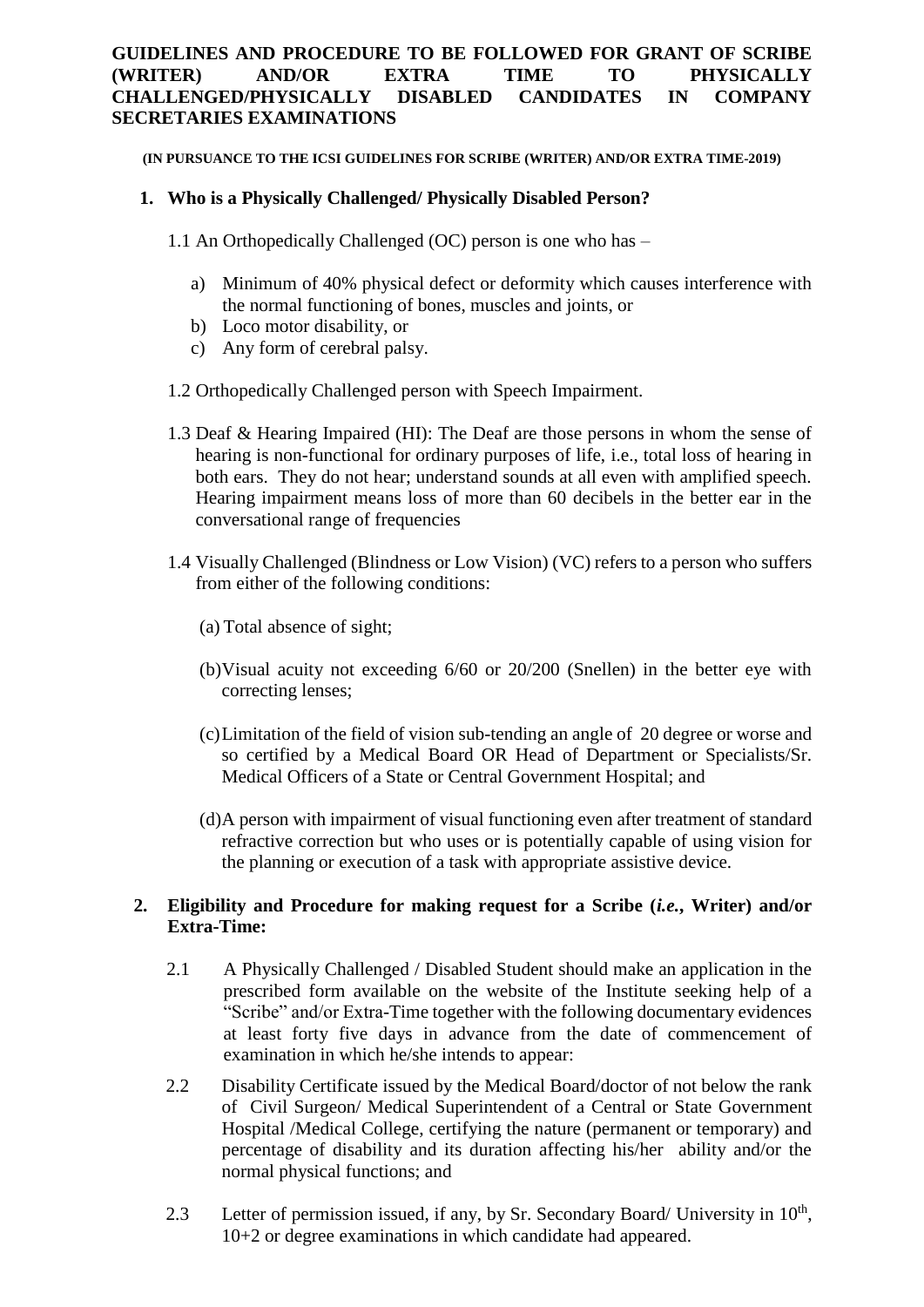# GUIDELINES AND PROCEDURE TO BE FOLLOWED FOR GRANT OF SCRIBE (WRITER) AND/OR EXTRA TIME TO PHYSICALLY CHALLENGED/PHYSICALLY DISABLED CANDIDATES IN COMPANY SECRETARIES EXAMINATIONS

**(IN PURSUANCE TO THE ICSI GUIDELINES FOR SCRIBE (WRITER) AND/OR EXTRA TIME-2019)**

## 1. Who is a Physically Challenged/ Physically Disabled Person?

1.1 An Orthopedically Challenged (OC) person is one who has –

a) Minimum of 40% physical defect or deformity which causes interference with the normal functioning of bones, muscles and joints, or
b) Loco motor disability, or
c) Any form of cerebral palsy.

1.2 Orthopedically Challenged person with Speech Impairment.

1.3 Deaf & Hearing Impaired (HI): The Deaf are those persons in whom the sense of hearing is non-functional for ordinary purposes of life, i.e., total loss of hearing in both ears. They do not hear; understand sounds at all even with amplified speech. Hearing impairment means loss of more than 60 decibels in the better ear in the conversational range of frequencies

1.4 Visually Challenged (Blindness or Low Vision) (VC) refers to a person who suffers from either of the following conditions:

(a) Total absence of sight;

(b) Visual acuity not exceeding 6/60 or 20/200 (Snellen) in the better eye with correcting lenses;

(c) Limitation of the field of vision sub-tending an angle of 20 degree or worse and so certified by a Medical Board OR Head of Department or Specialists/Sr. Medical Officers of a State or Central Government Hospital; and

(d) A person with impairment of visual functioning even after treatment of standard refractive correction but who uses or is potentially capable of using vision for the planning or execution of a task with appropriate assistive device.

## 2. Eligibility and Procedure for making request for a Scribe (*i.e.*, Writer) and/or Extra-Time:

2.1 A Physically Challenged / Disabled Student should make an application in the prescribed form available on the website of the Institute seeking help of a "Scribe" and/or Extra-Time together with the following documentary evidences at least forty five days in advance from the date of commencement of examination in which he/she intends to appear:

2.2 Disability Certificate issued by the Medical Board/doctor of not below the rank of Civil Surgeon/ Medical Superintendent of a Central or State Government Hospital /Medical College, certifying the nature (permanent or temporary) and percentage of disability and its duration affecting his/her ability and/or the normal physical functions; and

2.3 Letter of permission issued, if any, by Sr. Secondary Board/ University in 10th, 10+2 or degree examinations in which candidate had appeared.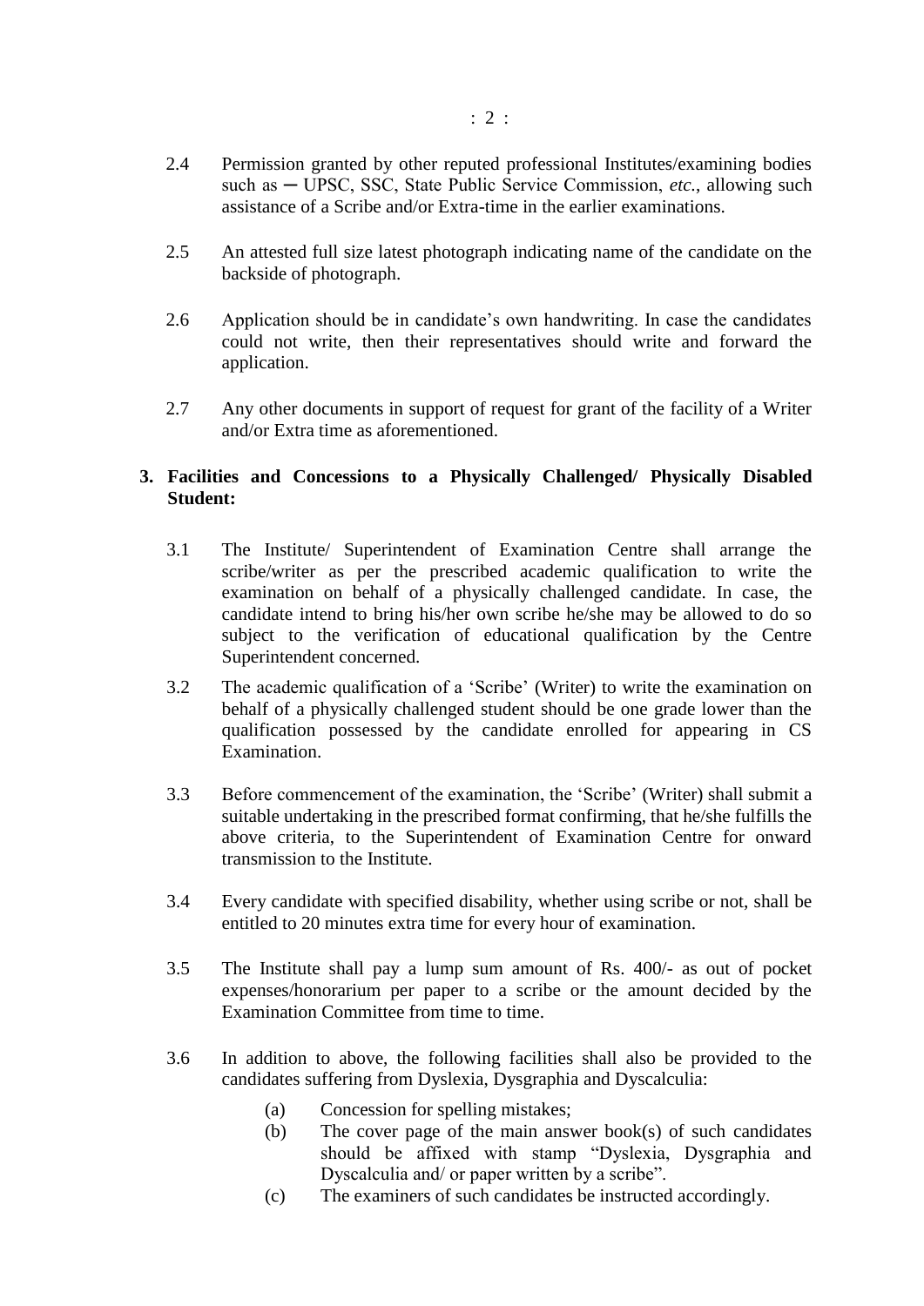2.4 Permission granted by other reputed professional Institutes/examining bodies such as ─ UPSC, SSC, State Public Service Commission, *etc.*, allowing such assistance of a Scribe and/or Extra-time in the earlier examinations.

2.5 An attested full size latest photograph indicating name of the candidate on the backside of photograph.

2.6 Application should be in candidate's own handwriting. In case the candidates could not write, then their representatives should write and forward the application.

2.7 Any other documents in support of request for grant of the facility of a Writer and/or Extra time as aforementioned.

## 3. Facilities and Concessions to a Physically Challenged/ Physically Disabled Student:

3.1 The Institute/ Superintendent of Examination Centre shall arrange the scribe/writer as per the prescribed academic qualification to write the examination on behalf of a physically challenged candidate. In case, the candidate intend to bring his/her own scribe he/she may be allowed to do so subject to the verification of educational qualification by the Centre Superintendent concerned.

3.2 The academic qualification of a 'Scribe' (Writer) to write the examination on behalf of a physically challenged student should be one grade lower than the qualification possessed by the candidate enrolled for appearing in CS Examination.

3.3 Before commencement of the examination, the 'Scribe' (Writer) shall submit a suitable undertaking in the prescribed format confirming, that he/she fulfills the above criteria, to the Superintendent of Examination Centre for onward transmission to the Institute.

3.4 Every candidate with specified disability, whether using scribe or not, shall be entitled to 20 minutes extra time for every hour of examination.

3.5 The Institute shall pay a lump sum amount of Rs. 400/- as out of pocket expenses/honorarium per paper to a scribe or the amount decided by the Examination Committee from time to time.

3.6 In addition to above, the following facilities shall also be provided to the candidates suffering from Dyslexia, Dysgraphia and Dyscalculia:

(a) Concession for spelling mistakes;

(b) The cover page of the main answer book(s) of such candidates should be affixed with stamp "Dyslexia, Dysgraphia and Dyscalculia and/ or paper written by a scribe".

(c) The examiners of such candidates be instructed accordingly.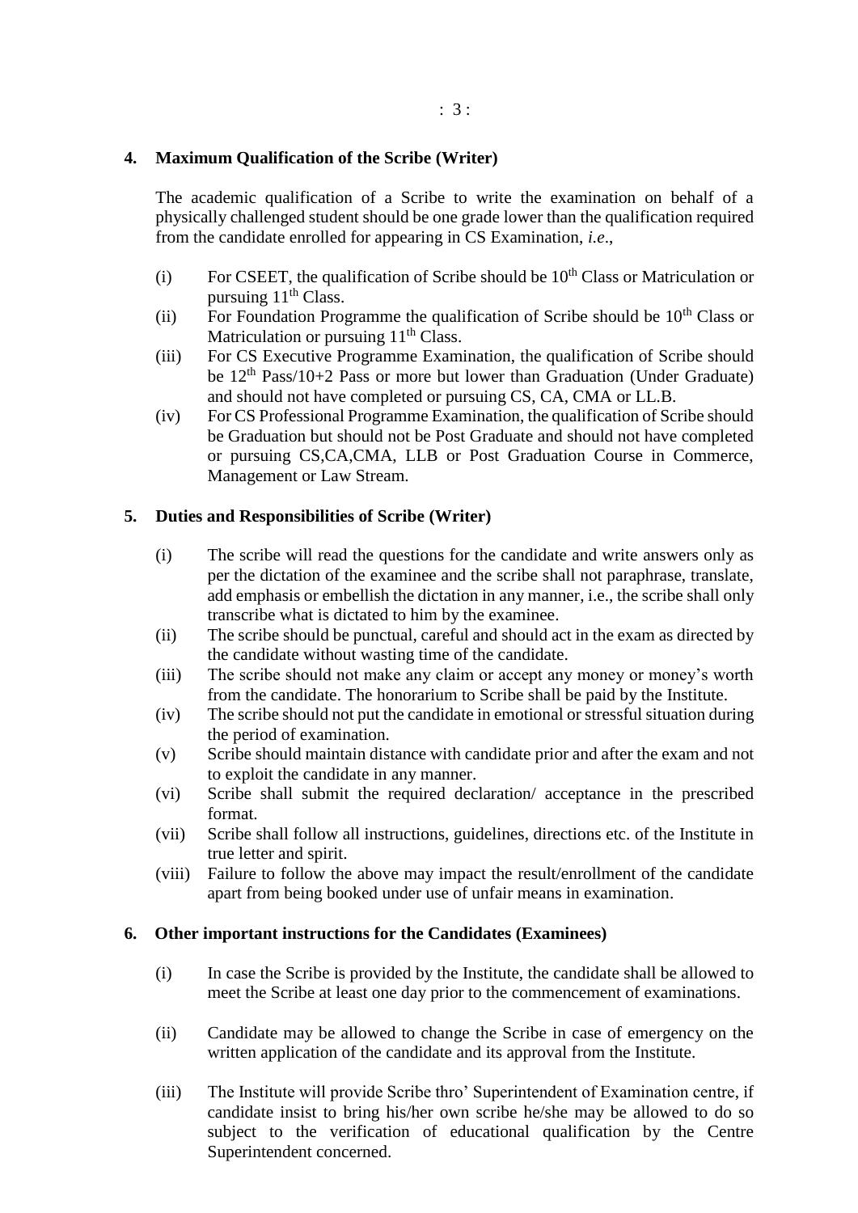## 4. Maximum Qualification of the Scribe (Writer)

The academic qualification of a Scribe to write the examination on behalf of a physically challenged student should be one grade lower than the qualification required from the candidate enrolled for appearing in CS Examination, *i.e*.,

(i) For CSEET, the qualification of Scribe should be 10th Class or Matriculation or pursuing 11th Class.

(ii) For Foundation Programme the qualification of Scribe should be 10th Class or Matriculation or pursuing 11th Class.

(iii) For CS Executive Programme Examination, the qualification of Scribe should be 12th Pass/10+2 Pass or more but lower than Graduation (Under Graduate) and should not have completed or pursuing CS, CA, CMA or LL.B.

(iv) For CS Professional Programme Examination, the qualification of Scribe should be Graduation but should not be Post Graduate and should not have completed or pursuing CS,CA,CMA, LLB or Post Graduation Course in Commerce, Management or Law Stream.

## 5. Duties and Responsibilities of Scribe (Writer)

(i) The scribe will read the questions for the candidate and write answers only as per the dictation of the examinee and the scribe shall not paraphrase, translate, add emphasis or embellish the dictation in any manner, i.e., the scribe shall only transcribe what is dictated to him by the examinee.

(ii) The scribe should be punctual, careful and should act in the exam as directed by the candidate without wasting time of the candidate.

(iii) The scribe should not make any claim or accept any money or money's worth from the candidate. The honorarium to Scribe shall be paid by the Institute.

(iv) The scribe should not put the candidate in emotional or stressful situation during the period of examination.

(v) Scribe should maintain distance with candidate prior and after the exam and not to exploit the candidate in any manner.

(vi) Scribe shall submit the required declaration/ acceptance in the prescribed format.

(vii) Scribe shall follow all instructions, guidelines, directions etc. of the Institute in true letter and spirit.

(viii) Failure to follow the above may impact the result/enrollment of the candidate apart from being booked under use of unfair means in examination.

## 6. Other important instructions for the Candidates (Examinees)

(i) In case the Scribe is provided by the Institute, the candidate shall be allowed to meet the Scribe at least one day prior to the commencement of examinations.

(ii) Candidate may be allowed to change the Scribe in case of emergency on the written application of the candidate and its approval from the Institute.

(iii) The Institute will provide Scribe thro' Superintendent of Examination centre, if candidate insist to bring his/her own scribe he/she may be allowed to do so subject to the verification of educational qualification by the Centre Superintendent concerned.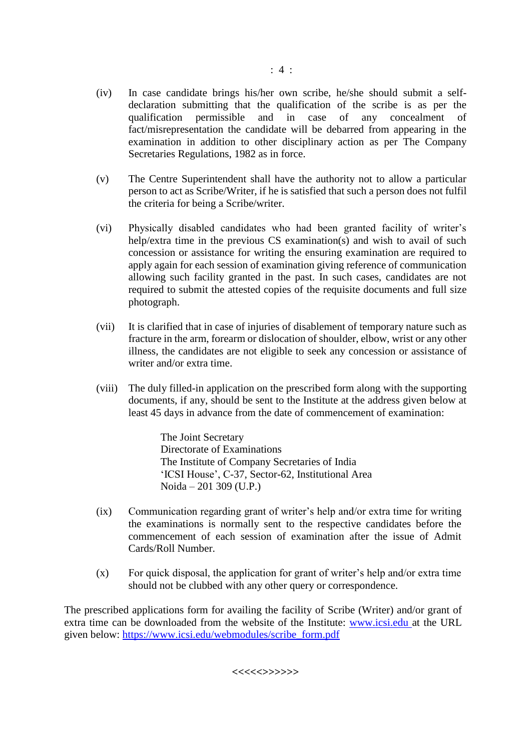(iv) In case candidate brings his/her own scribe, he/she should submit a self-declaration submitting that the qualification of the scribe is as per the qualification permissible and in case of any concealment of fact/misrepresentation the candidate will be debarred from appearing in the examination in addition to other disciplinary action as per The Company Secretaries Regulations, 1982 as in force.

(v) The Centre Superintendent shall have the authority not to allow a particular person to act as Scribe/Writer, if he is satisfied that such a person does not fulfil the criteria for being a Scribe/writer.

(vi) Physically disabled candidates who had been granted facility of writer's help/extra time in the previous CS examination(s) and wish to avail of such concession or assistance for writing the ensuring examination are required to apply again for each session of examination giving reference of communication allowing such facility granted in the past. In such cases, candidates are not required to submit the attested copies of the requisite documents and full size photograph.

(vii) It is clarified that in case of injuries of disablement of temporary nature such as fracture in the arm, forearm or dislocation of shoulder, elbow, wrist or any other illness, the candidates are not eligible to seek any concession or assistance of writer and/or extra time.

(viii) The duly filled-in application on the prescribed form along with the supporting documents, if any, should be sent to the Institute at the address given below at least 45 days in advance from the date of commencement of examination:

> The Joint Secretary
> Directorate of Examinations
> The Institute of Company Secretaries of India
> 'ICSI House', C-37, Sector-62, Institutional Area
> Noida – 201 309 (U.P.)

(ix) Communication regarding grant of writer's help and/or extra time for writing the examinations is normally sent to the respective candidates before the commencement of each session of examination after the issue of Admit Cards/Roll Number.

(x) For quick disposal, the application for grant of writer's help and/or extra time should not be clubbed with any other query or correspondence.

The prescribed applications form for availing the facility of Scribe (Writer) and/or grant of extra time can be downloaded from the website of the Institute: [www.icsi.edu](http://www.icsi.edu) at the URL given below: [https://www.icsi.edu/webmodules/scribe_form.pdf](https://www.icsi.edu/webmodules/scribe_form.pdf)

<<<<<>>>>>>